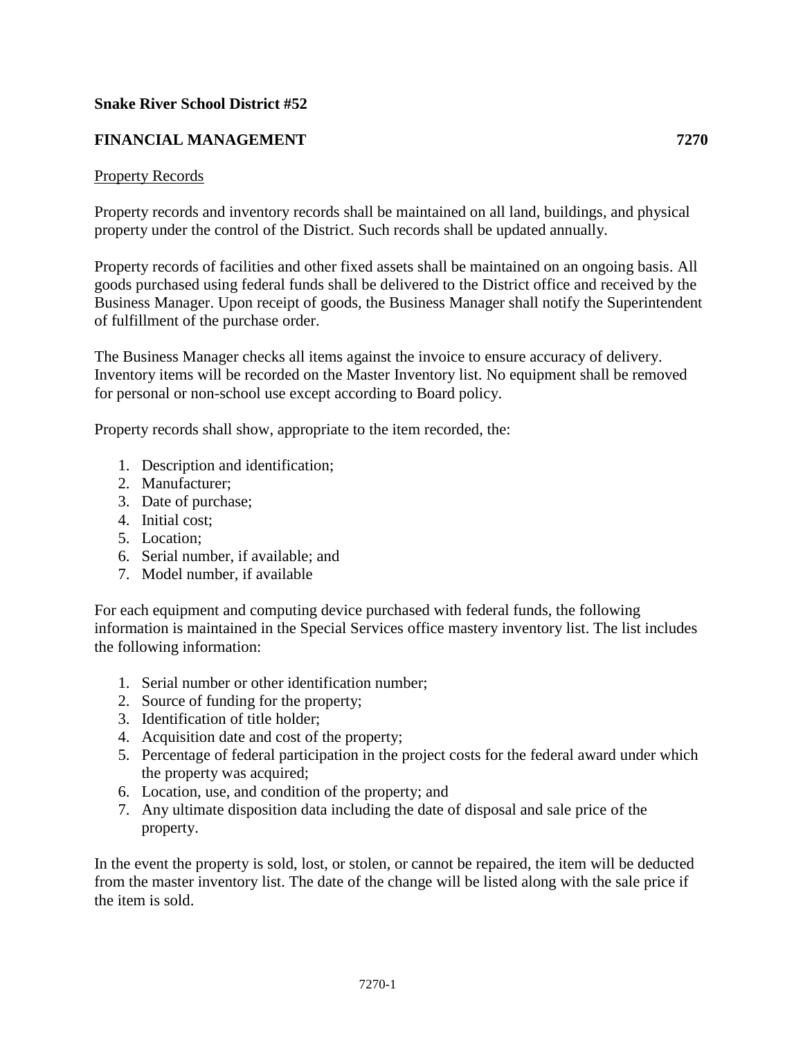**Snake River School District #52**

**FINANCIAL MANAGEMENT 7270**

Property Records

Property records and inventory records shall be maintained on all land, buildings, and physical property under the control of the District. Such records shall be updated annually.

Property records of facilities and other fixed assets shall be maintained on an ongoing basis. All goods purchased using federal funds shall be delivered to the District office and received by the Business Manager. Upon receipt of goods, the Business Manager shall notify the Superintendent of fulfillment of the purchase order.

The Business Manager checks all items against the invoice to ensure accuracy of delivery. Inventory items will be recorded on the Master Inventory list. No equipment shall be removed for personal or non-school use except according to Board policy.

Property records shall show, appropriate to the item recorded, the:

1. Description and identification;
2. Manufacturer;
3. Date of purchase;
4. Initial cost;
5. Location;
6. Serial number, if available; and
7. Model number, if available

For each equipment and computing device purchased with federal funds, the following information is maintained in the Special Services office mastery inventory list. The list includes the following information:

1. Serial number or other identification number;
2. Source of funding for the property;
3. Identification of title holder;
4. Acquisition date and cost of the property;
5. Percentage of federal participation in the project costs for the federal award under which the property was acquired;
6. Location, use, and condition of the property; and
7. Any ultimate disposition data including the date of disposal and sale price of the property.

In the event the property is sold, lost, or stolen, or cannot be repaired, the item will be deducted from the master inventory list. The date of the change will be listed along with the sale price if the item is sold.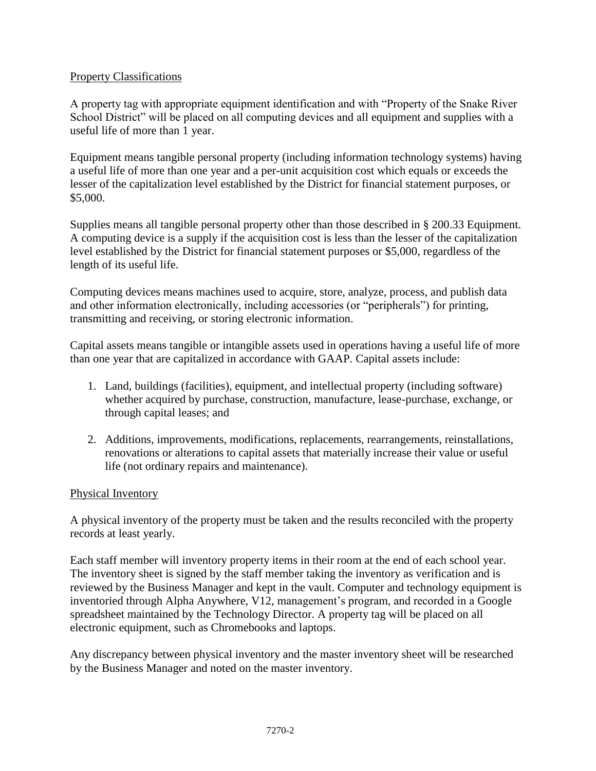<u>Property Classifications</u>

A property tag with appropriate equipment identification and with "Property of the Snake River School District" will be placed on all computing devices and all equipment and supplies with a useful life of more than 1 year.

Equipment means tangible personal property (including information technology systems) having a useful life of more than one year and a per-unit acquisition cost which equals or exceeds the lesser of the capitalization level established by the District for financial statement purposes, or $5,000.

Supplies means all tangible personal property other than those described in § 200.33 Equipment. A computing device is a supply if the acquisition cost is less than the lesser of the capitalization level established by the District for financial statement purposes or $5,000, regardless of the length of its useful life.

Computing devices means machines used to acquire, store, analyze, process, and publish data and other information electronically, including accessories (or "peripherals") for printing, transmitting and receiving, or storing electronic information.

Capital assets means tangible or intangible assets used in operations having a useful life of more than one year that are capitalized in accordance with GAAP. Capital assets include:

1. Land, buildings (facilities), equipment, and intellectual property (including software) whether acquired by purchase, construction, manufacture, lease-purchase, exchange, or through capital leases; and
2. Additions, improvements, modifications, replacements, rearrangements, reinstallations, renovations or alterations to capital assets that materially increase their value or useful life (not ordinary repairs and maintenance).

<u>Physical Inventory</u>

A physical inventory of the property must be taken and the results reconciled with the property records at least yearly.

Each staff member will inventory property items in their room at the end of each school year. The inventory sheet is signed by the staff member taking the inventory as verification and is reviewed by the Business Manager and kept in the vault. Computer and technology equipment is inventoried through Alpha Anywhere, V12, management's program, and recorded in a Google spreadsheet maintained by the Technology Director. A property tag will be placed on all electronic equipment, such as Chromebooks and laptops.

Any discrepancy between physical inventory and the master inventory sheet will be researched by the Business Manager and noted on the master inventory.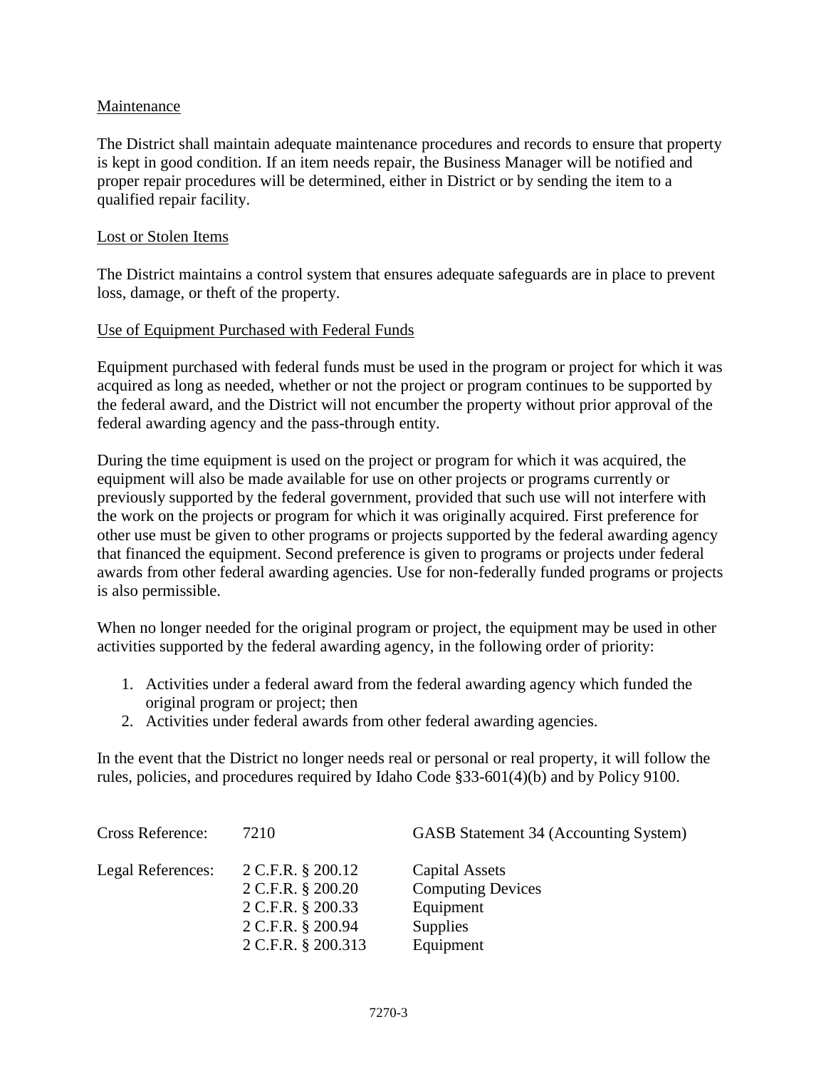Maintenance

The District shall maintain adequate maintenance procedures and records to ensure that property is kept in good condition. If an item needs repair, the Business Manager will be notified and proper repair procedures will be determined, either in District or by sending the item to a qualified repair facility.

Lost or Stolen Items

The District maintains a control system that ensures adequate safeguards are in place to prevent loss, damage, or theft of the property.

Use of Equipment Purchased with Federal Funds

Equipment purchased with federal funds must be used in the program or project for which it was acquired as long as needed, whether or not the project or program continues to be supported by the federal award, and the District will not encumber the property without prior approval of the federal awarding agency and the pass-through entity.

During the time equipment is used on the project or program for which it was acquired, the equipment will also be made available for use on other projects or programs currently or previously supported by the federal government, provided that such use will not interfere with the work on the projects or program for which it was originally acquired. First preference for other use must be given to other programs or projects supported by the federal awarding agency that financed the equipment. Second preference is given to programs or projects under federal awards from other federal awarding agencies. Use for non-federally funded programs or projects is also permissible.

When no longer needed for the original program or project, the equipment may be used in other activities supported by the federal awarding agency, in the following order of priority:

1. Activities under a federal award from the federal awarding agency which funded the original program or project; then
2. Activities under federal awards from other federal awarding agencies.

In the event that the District no longer needs real or personal or real property, it will follow the rules, policies, and procedures required by Idaho Code §33-601(4)(b) and by Policy 9100.

| | | |
|---|---|---|
| Cross Reference: | 7210 | GASB Statement 34 (Accounting System) |
| Legal References: | 2 C.F.R. § 200.12 | Capital Assets |
| | 2 C.F.R. § 200.20 | Computing Devices |
| | 2 C.F.R. § 200.33 | Equipment |
| | 2 C.F.R. § 200.94 | Supplies |
| | 2 C.F.R. § 200.313 | Equipment |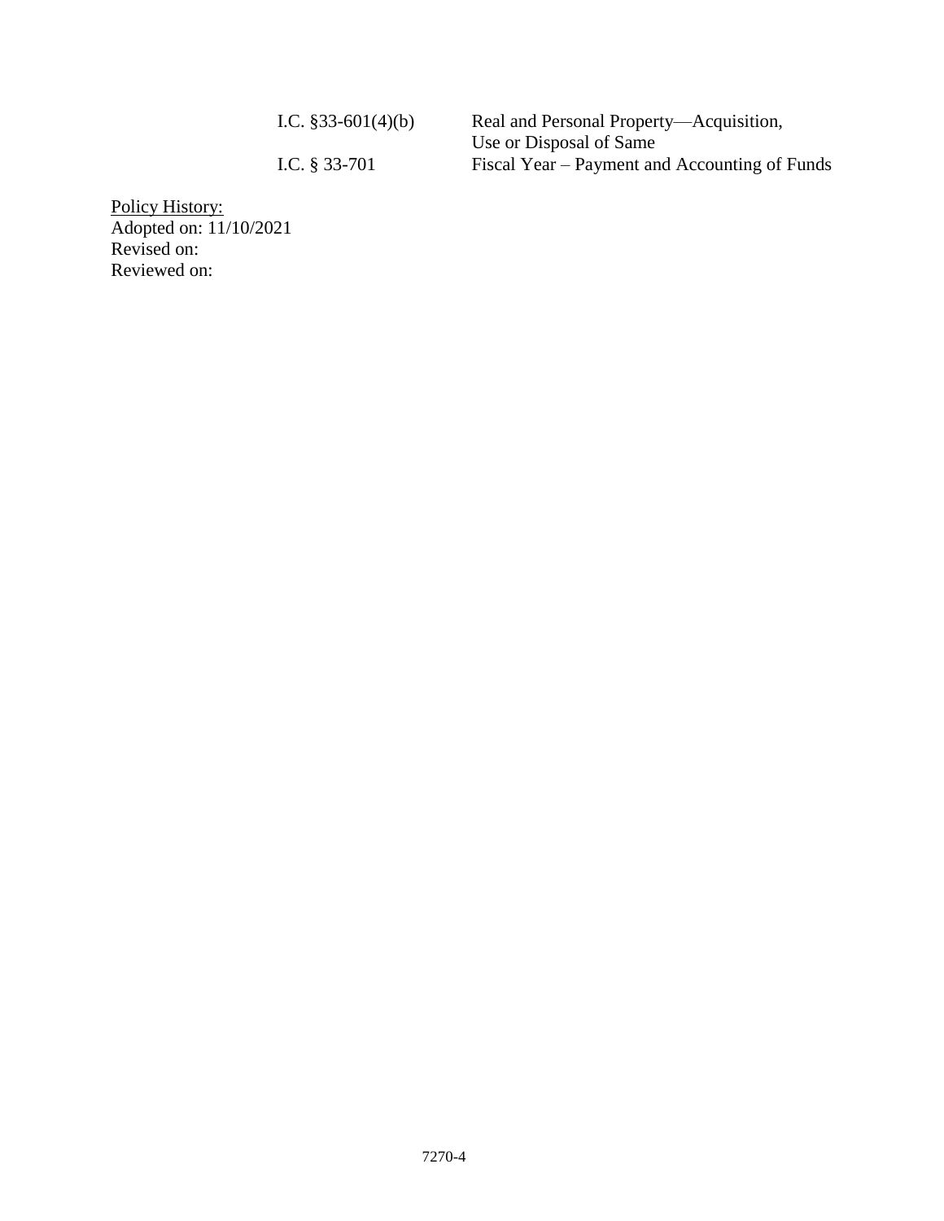| | |
|---|---|
| I.C. §33-601(4)(b) | Real and Personal Property—Acquisition, Use or Disposal of Same |
| I.C. § 33-701 | Fiscal Year – Payment and Accounting of Funds |

Policy History:
Adopted on: 11/10/2021
Revised on:
Reviewed on: